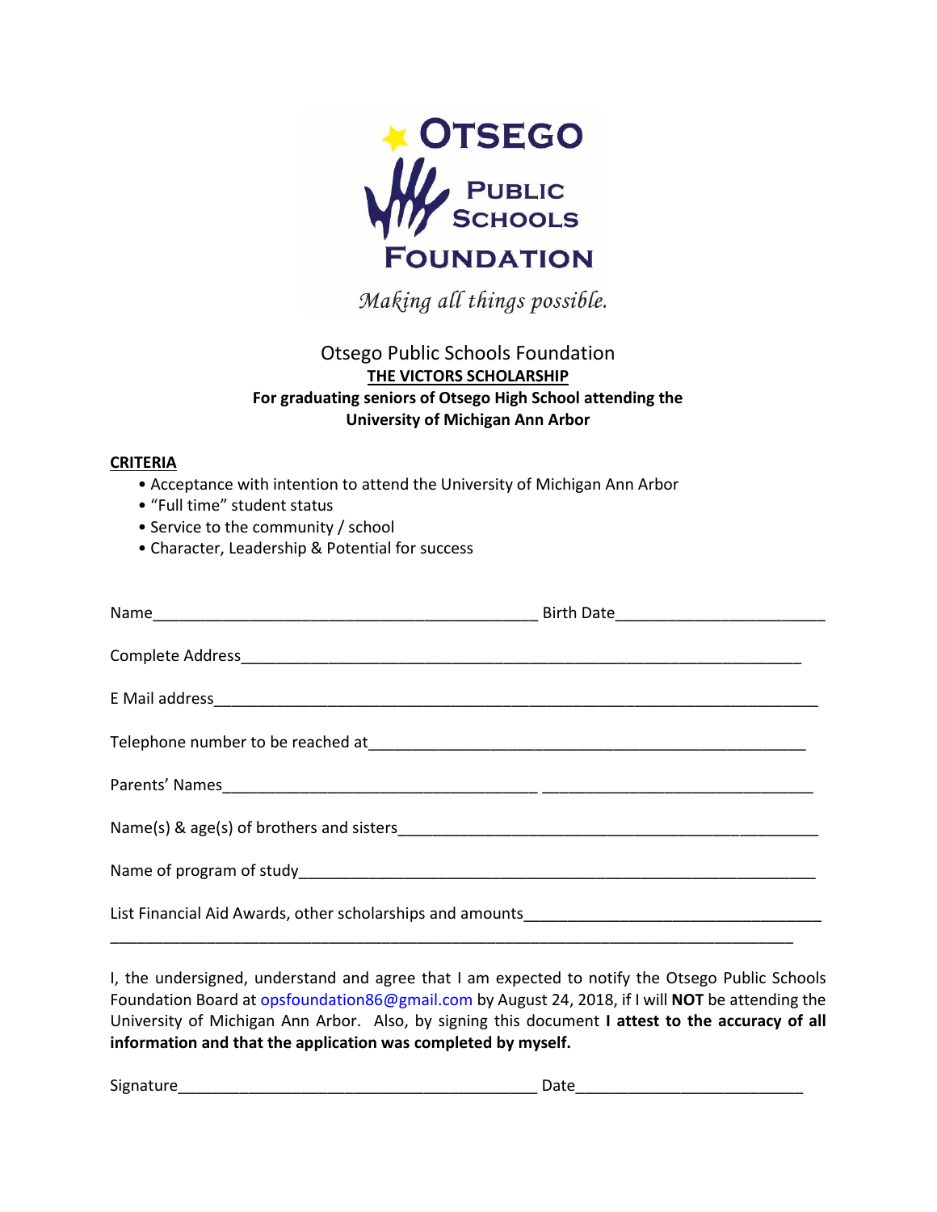# Otsego Public Schools Foundation

*Making all things possible.*

Otsego Public Schools Foundation

**THE VICTORS SCHOLARSHIP**

**For graduating seniors of Otsego High School attending the University of Michigan Ann Arbor**

**CRITERIA**

- Acceptance with intention to attend the University of Michigan Ann Arbor
- "Full time" student status
- Service to the community / school
- Character, Leadership & Potential for success

Name_____________________________________________ Birth Date_______________________

Complete Address_________________________________________________________________

E Mail address_____________________________________________________________________

Telephone number to be reached at___________________________________________________

Parents' Names____________________________________ ______________________________

Name(s) & age(s) of brothers and sisters________________________________________________

Name of program of study____________________________________________________________

List Financial Aid Awards, other scholarships and amounts_________________________________

_______________________________________________________________________________

I, the undersigned, understand and agree that I am expected to notify the Otsego Public Schools Foundation Board at opsfoundation86@gmail.com by August 24, 2018, if I will **NOT** be attending the University of Michigan Ann Arbor. Also, by signing this document **I attest to the accuracy of all information and that the application was completed by myself.**

Signature_________________________________________ Date__________________________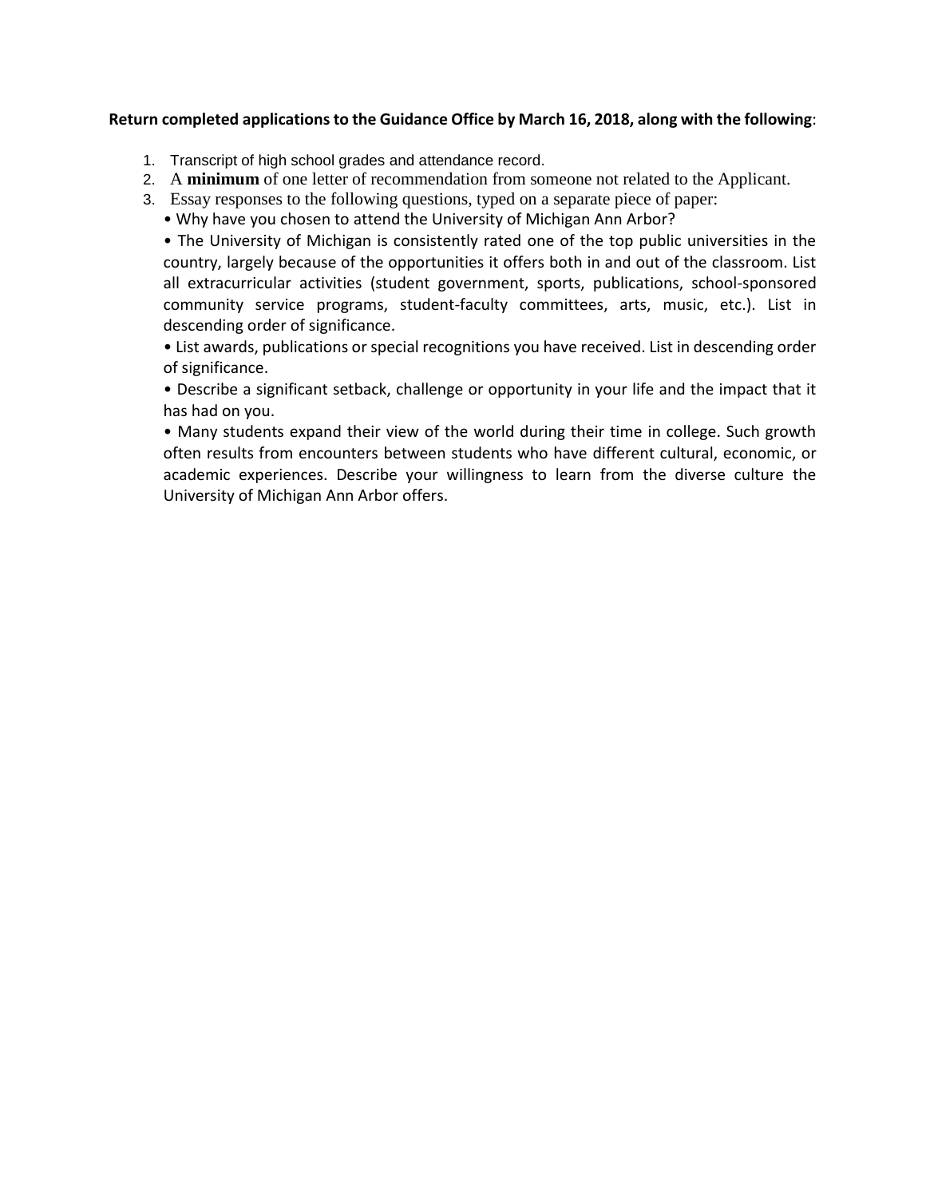**Return completed applications to the Guidance Office by March 16, 2018, along with the following**:

1. Transcript of high school grades and attendance record.
2. A **minimum** of one letter of recommendation from someone not related to the Applicant.
3. Essay responses to the following questions, typed on a separate piece of paper:
   - Why have you chosen to attend the University of Michigan Ann Arbor?
   - The University of Michigan is consistently rated one of the top public universities in the country, largely because of the opportunities it offers both in and out of the classroom. List all extracurricular activities (student government, sports, publications, school-sponsored community service programs, student-faculty committees, arts, music, etc.). List in descending order of significance.
   - List awards, publications or special recognitions you have received. List in descending order of significance.
   - Describe a significant setback, challenge or opportunity in your life and the impact that it has had on you.
   - Many students expand their view of the world during their time in college. Such growth often results from encounters between students who have different cultural, economic, or academic experiences. Describe your willingness to learn from the diverse culture the University of Michigan Ann Arbor offers.